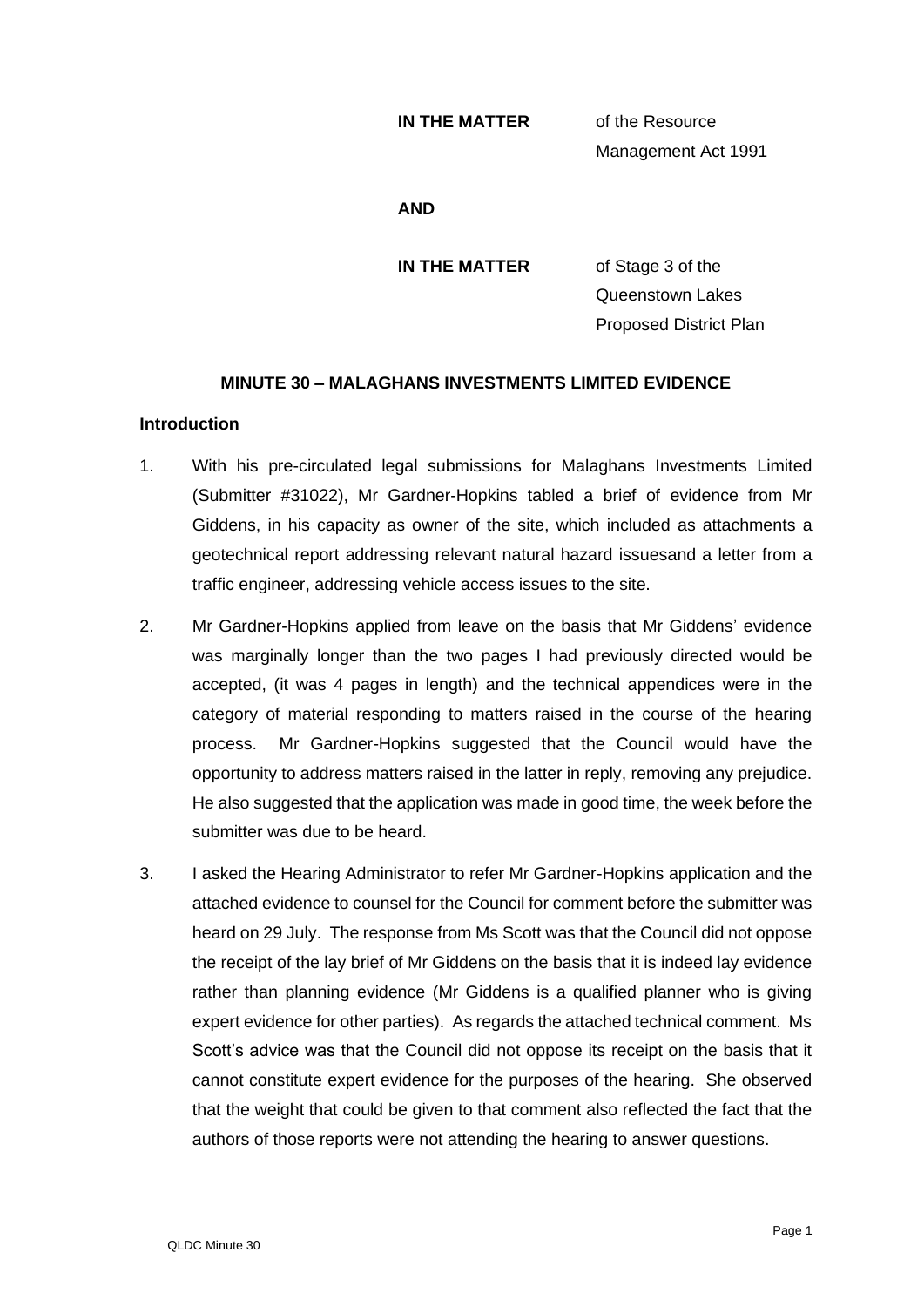**IN THE MATTER** of the Resource Management Act 1991

**AND**

**IN THE MATTER** of Stage 3 of the Queenstown Lakes Proposed District Plan

## MINUTE 30 – MALAGHANS INVESTMENTS LIMITED EVIDENCE

### Introduction

1. With his pre-circulated legal submissions for Malaghans Investments Limited (Submitter #31022), Mr Gardner-Hopkins tabled a brief of evidence from Mr Giddens, in his capacity as owner of the site, which included as attachments a geotechnical report addressing relevant natural hazard issuesand a letter from a traffic engineer, addressing vehicle access issues to the site.

2. Mr Gardner-Hopkins applied from leave on the basis that Mr Giddens' evidence was marginally longer than the two pages I had previously directed would be accepted, (it was 4 pages in length) and the technical appendices were in the category of material responding to matters raised in the course of the hearing process. Mr Gardner-Hopkins suggested that the Council would have the opportunity to address matters raised in the latter in reply, removing any prejudice. He also suggested that the application was made in good time, the week before the submitter was due to be heard.

3. I asked the Hearing Administrator to refer Mr Gardner-Hopkins application and the attached evidence to counsel for the Council for comment before the submitter was heard on 29 July. The response from Ms Scott was that the Council did not oppose the receipt of the lay brief of Mr Giddens on the basis that it is indeed lay evidence rather than planning evidence (Mr Giddens is a qualified planner who is giving expert evidence for other parties). As regards the attached technical comment. Ms Scott's advice was that the Council did not oppose its receipt on the basis that it cannot constitute expert evidence for the purposes of the hearing. She observed that the weight that could be given to that comment also reflected the fact that the authors of those reports were not attending the hearing to answer questions.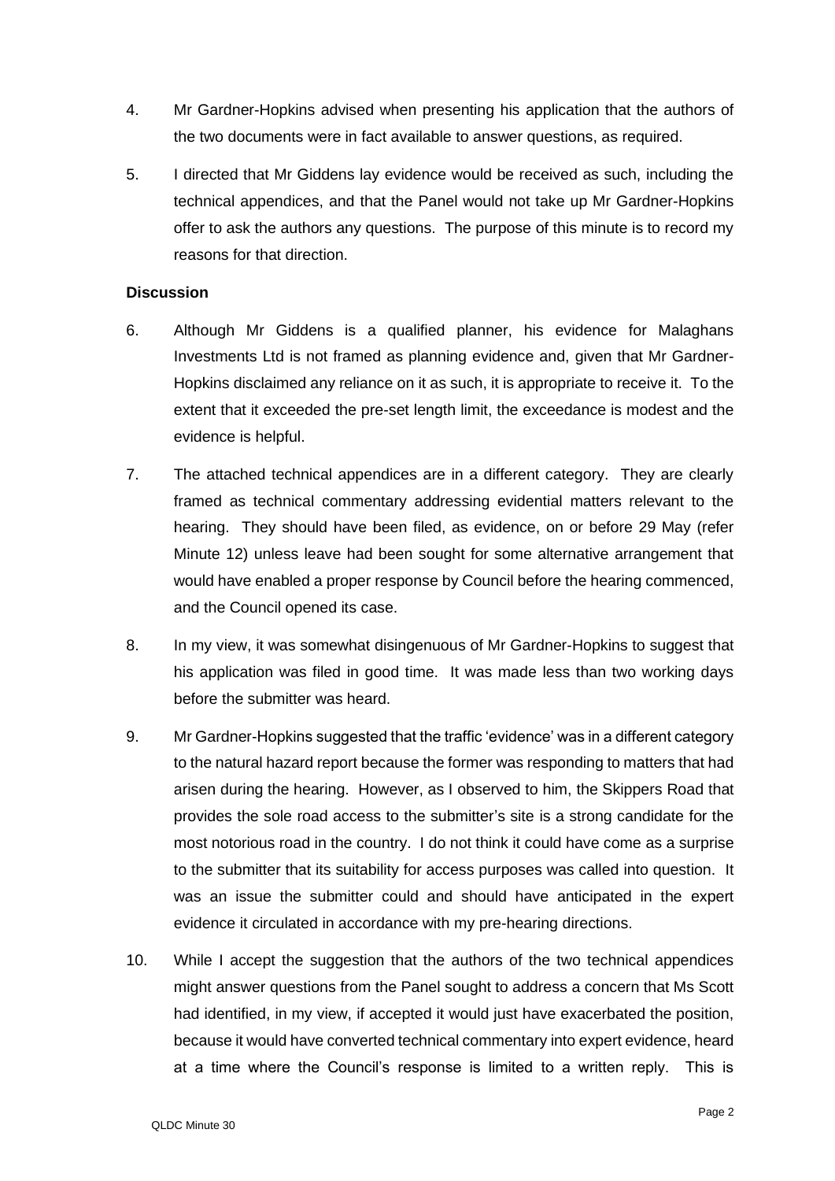4. Mr Gardner-Hopkins advised when presenting his application that the authors of the two documents were in fact available to answer questions, as required.

5. I directed that Mr Giddens lay evidence would be received as such, including the technical appendices, and that the Panel would not take up Mr Gardner-Hopkins offer to ask the authors any questions. The purpose of this minute is to record my reasons for that direction.

**Discussion**

6. Although Mr Giddens is a qualified planner, his evidence for Malaghans Investments Ltd is not framed as planning evidence and, given that Mr Gardner-Hopkins disclaimed any reliance on it as such, it is appropriate to receive it. To the extent that it exceeded the pre-set length limit, the exceedance is modest and the evidence is helpful.

7. The attached technical appendices are in a different category. They are clearly framed as technical commentary addressing evidential matters relevant to the hearing. They should have been filed, as evidence, on or before 29 May (refer Minute 12) unless leave had been sought for some alternative arrangement that would have enabled a proper response by Council before the hearing commenced, and the Council opened its case.

8. In my view, it was somewhat disingenuous of Mr Gardner-Hopkins to suggest that his application was filed in good time. It was made less than two working days before the submitter was heard.

9. Mr Gardner-Hopkins suggested that the traffic 'evidence' was in a different category to the natural hazard report because the former was responding to matters that had arisen during the hearing. However, as I observed to him, the Skippers Road that provides the sole road access to the submitter's site is a strong candidate for the most notorious road in the country. I do not think it could have come as a surprise to the submitter that its suitability for access purposes was called into question. It was an issue the submitter could and should have anticipated in the expert evidence it circulated in accordance with my pre-hearing directions.

10. While I accept the suggestion that the authors of the two technical appendices might answer questions from the Panel sought to address a concern that Ms Scott had identified, in my view, if accepted it would just have exacerbated the position, because it would have converted technical commentary into expert evidence, heard at a time where the Council's response is limited to a written reply. This is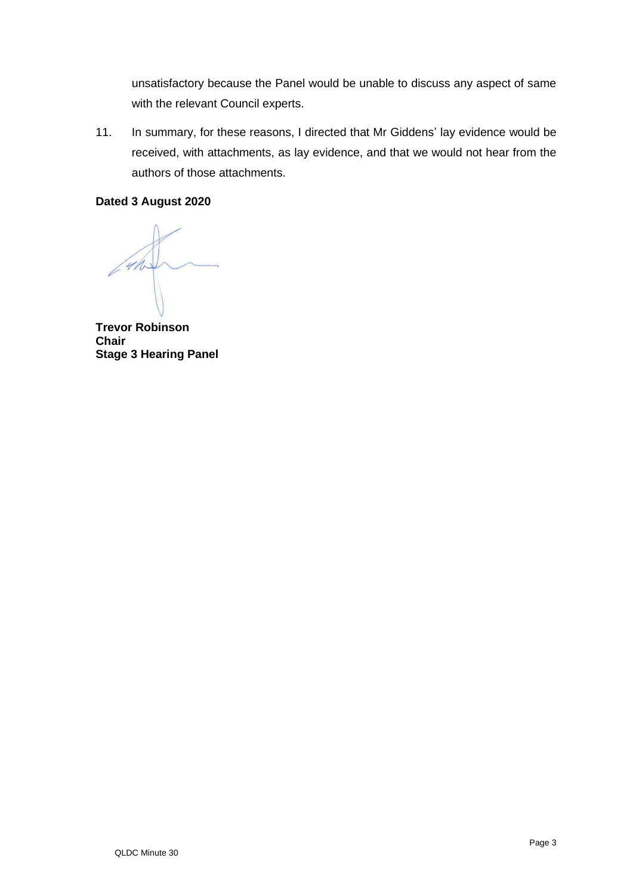unsatisfactory because the Panel would be unable to discuss any aspect of same with the relevant Council experts.

11. In summary, for these reasons, I directed that Mr Giddens' lay evidence would be received, with attachments, as lay evidence, and that we would not hear from the authors of those attachments.

**Dated 3 August 2020**

**Trevor Robinson**
**Chair**
**Stage 3 Hearing Panel**